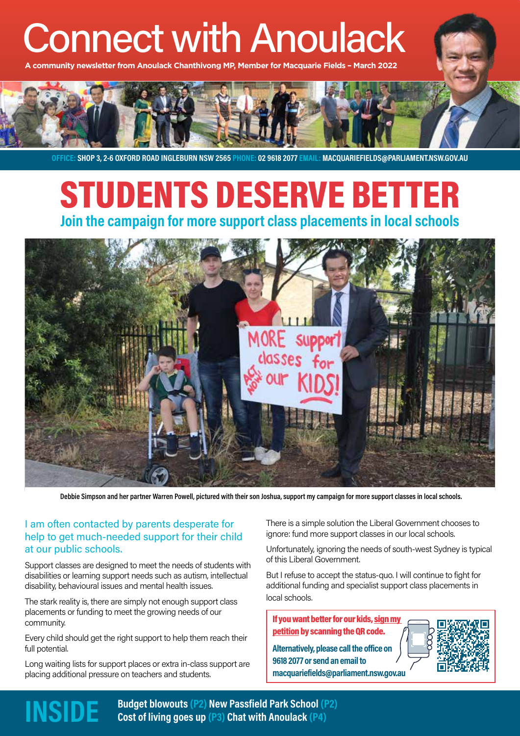# Connect with Anoulack

**A community newsletter from Anoulack Chanthivong MP, Member for Macquarie Fields – March 2022**

**OFFICE:** SHOP 3, 2-6 OXFORD ROAD INGLEBURN NSW 2565 **PHONE:** 02 9618 2077 **EMAIL:** MACQUARIEFIELDS@PARLIAMENT.NSW.GOV.AU

# STUDENTS DESERVE BETTER

## Join the campaign for more support class placements in local schools

Debbie Simpson and her partner Warren Powell, pictured with their son Joshua, support my campaign for more support classes in local schools.

I am often contacted by parents desperate for help to get much-needed support for their child at our public schools.

Support classes are designed to meet the needs of students with disabilities or learning support needs such as autism, intellectual disability, behavioural issues and mental health issues.

The stark reality is, there are simply not enough support class placements or funding to meet the growing needs of our community.

Every child should get the right support to help them reach their full potential.

Long waiting lists for support places or extra in-class support are placing additional pressure on teachers and students.

There is a simple solution the Liberal Government chooses to ignore: fund more support classes in our local schools.

Unfortunately, ignoring the needs of south-west Sydney is typical of this Liberal Government.

But I refuse to accept the status-quo. I will continue to fight for additional funding and specialist support class placements in local schools.

**If you want better for our kids, sign my petition by scanning the QR code.**

**Alternatively, please call the office on 9618 2077 or send an email to macquariefields@parliament.nsw.gov.au**

## INSIDE

**Budget blowouts (P2) New Passfield Park School (P2)**
**Cost of living goes up (P3) Chat with Anoulack (P4)**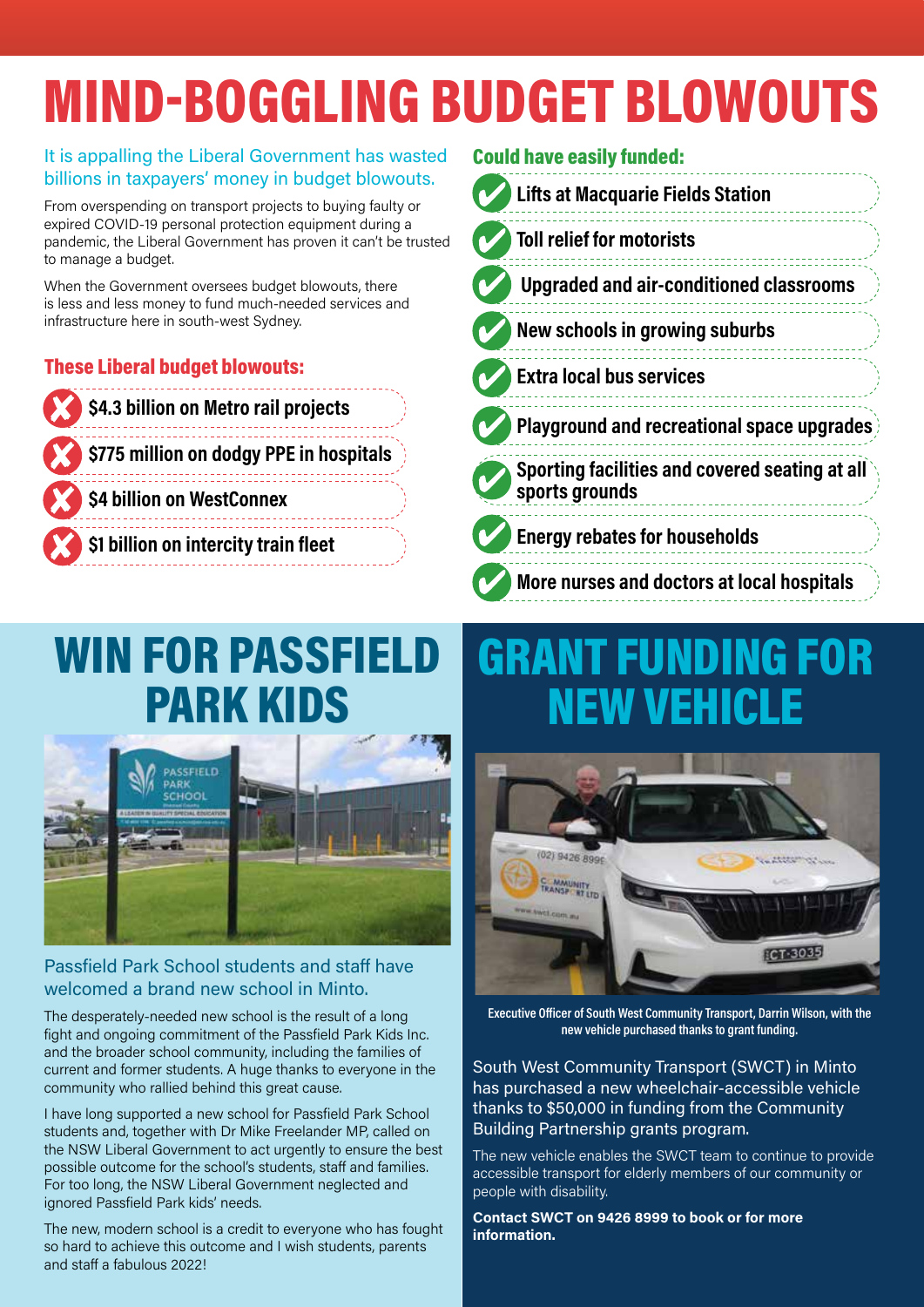# MIND-BOGGLING BUDGET BLOWOUTS

It is appalling the Liberal Government has wasted billions in taxpayers' money in budget blowouts.

From overspending on transport projects to buying faulty or expired COVID-19 personal protection equipment during a pandemic, the Liberal Government has proven it can't be trusted to manage a budget.

When the Government oversees budget blowouts, there is less and less money to fund much-needed services and infrastructure here in south-west Sydney.

### These Liberal budget blowouts:

- ✗ **$4.3 billion on Metro rail projects**
- ✗ **$775 million on dodgy PPE in hospitals**
- ✗ **$4 billion on WestConnex**
- ✗ **$1 billion on intercity train fleet**

### Could have easily funded:

- ✓ **Lifts at Macquarie Fields Station**
- ✓ **Toll relief for motorists**
- ✓ **Upgraded and air-conditioned classrooms**
- ✓ **New schools in growing suburbs**
- ✓ **Extra local bus services**
- ✓ **Playground and recreational space upgrades**
- ✓ **Sporting facilities and covered seating at all sports grounds**
- ✓ **Energy rebates for households**
- ✓ **More nurses and doctors at local hospitals**

# WIN FOR PASSFIELD PARK KIDS

Passfield Park School students and staff have welcomed a brand new school in Minto.

The desperately-needed new school is the result of a long fight and ongoing commitment of the Passfield Park Kids Inc. and the broader school community, including the families of current and former students. A huge thanks to everyone in the community who rallied behind this great cause.

I have long supported a new school for Passfield Park School students and, together with Dr Mike Freelander MP, called on the NSW Liberal Government to act urgently to ensure the best possible outcome for the school's students, staff and families. For too long, the NSW Liberal Government neglected and ignored Passfield Park kids' needs.

The new, modern school is a credit to everyone who has fought so hard to achieve this outcome and I wish students, parents and staff a fabulous 2022!

# GRANT FUNDING FOR NEW VEHICLE

**Executive Officer of South West Community Transport, Darrin Wilson, with the new vehicle purchased thanks to grant funding.**

South West Community Transport (SWCT) in Minto has purchased a new wheelchair-accessible vehicle thanks to $50,000 in funding from the Community Building Partnership grants program.

The new vehicle enables the SWCT team to continue to provide accessible transport for elderly members of our community or people with disability.

**Contact SWCT on 9426 8999 to book or for more information.**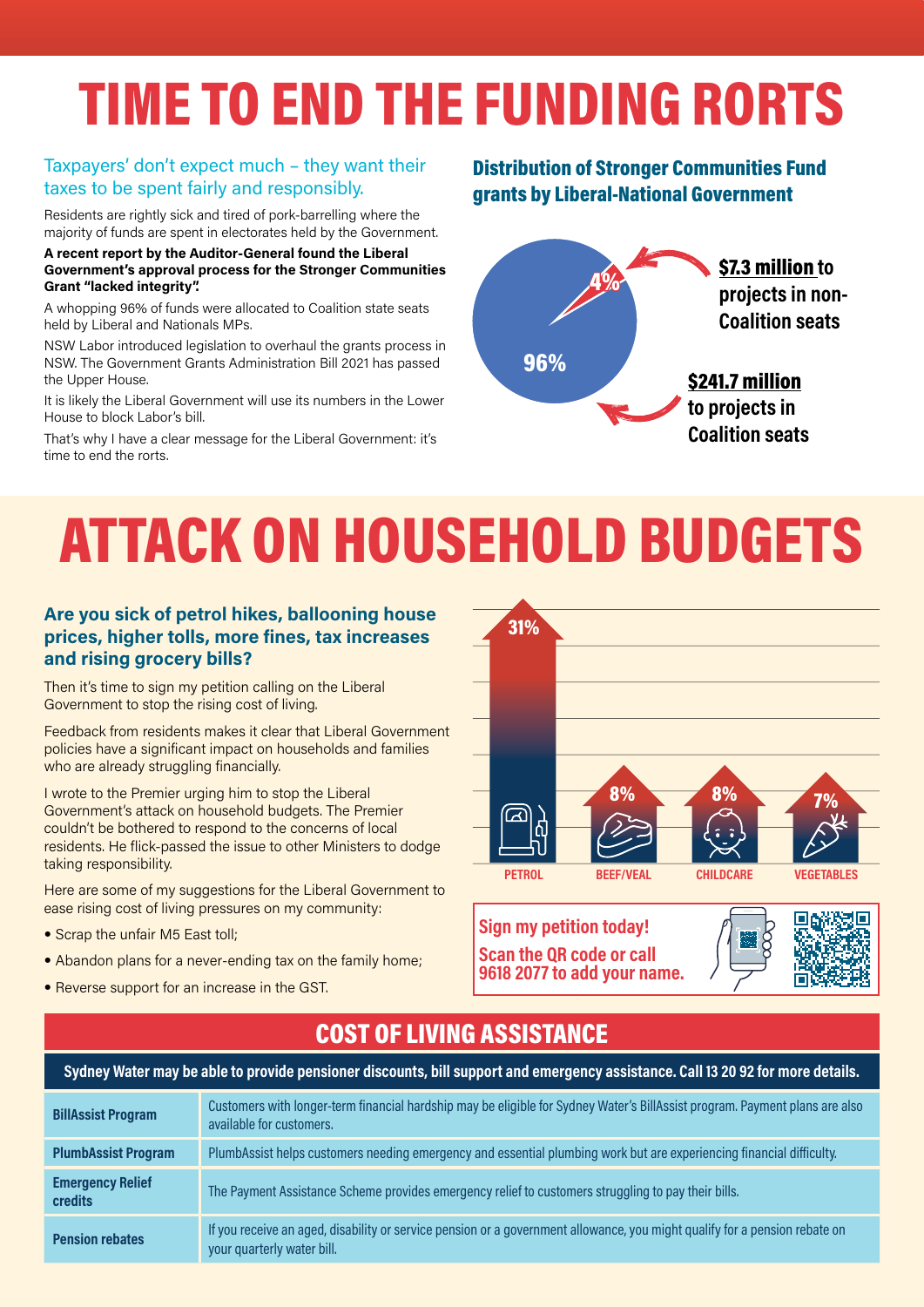# TIME TO END THE FUNDING RORTS

Taxpayers' don't expect much – they want their taxes to be spent fairly and responsibly.

Residents are rightly sick and tired of pork-barrelling where the majority of funds are spent in electorates held by the Government.

**A recent report by the Auditor-General found the Liberal Government's approval process for the Stronger Communities Grant "lacked integrity".**

A whopping 96% of funds were allocated to Coalition state seats held by Liberal and Nationals MPs.

NSW Labor introduced legislation to overhaul the grants process in NSW. The Government Grants Administration Bill 2021 has passed the Upper House.

It is likely the Liberal Government will use its numbers in the Lower House to block Labor's bill.

That's why I have a clear message for the Liberal Government: it's time to end the rorts.

### Distribution of Stronger Communities Fund grants by Liberal-National Government

4% — **$7.3 million** to projects in non-Coalition seats

96% — **$241.7 million** to projects in Coalition seats

# ATTACK ON HOUSEHOLD BUDGETS

### Are you sick of petrol hikes, ballooning house prices, higher tolls, more fines, tax increases and rising grocery bills?

Then it's time to sign my petition calling on the Liberal Government to stop the rising cost of living.

Feedback from residents makes it clear that Liberal Government policies have a significant impact on households and families who are already struggling financially.

I wrote to the Premier urging him to stop the Liberal Government's attack on household budgets. The Premier couldn't be bothered to respond to the concerns of local residents. He flick-passed the issue to other Ministers to dodge taking responsibility.

Here are some of my suggestions for the Liberal Government to ease rising cost of living pressures on my community:

- Scrap the unfair M5 East toll;
- Abandon plans for a never-ending tax on the family home;
- Reverse support for an increase in the GST.

| PETROL | BEEF/VEAL | CHILDCARE | VEGETABLES |
|---|---|---|---|
| 31% | 8% | 8% | 7% |

**Sign my petition today!**
**Scan the QR code or call 9618 2077 to add your name.**

## COST OF LIVING ASSISTANCE

**Sydney Water may be able to provide pensioner discounts, bill support and emergency assistance. Call 13 20 92 for more details.**

| | |
|---|---|
| **BillAssist Program** | Customers with longer-term financial hardship may be eligible for Sydney Water's BillAssist program. Payment plans are also available for customers. |
| **PlumbAssist Program** | PlumbAssist helps customers needing emergency and essential plumbing work but are experiencing financial difficulty. |
| **Emergency Relief credits** | The Payment Assistance Scheme provides emergency relief to customers struggling to pay their bills. |
| **Pension rebates** | If you receive an aged, disability or service pension or a government allowance, you might qualify for a pension rebate on your quarterly water bill. |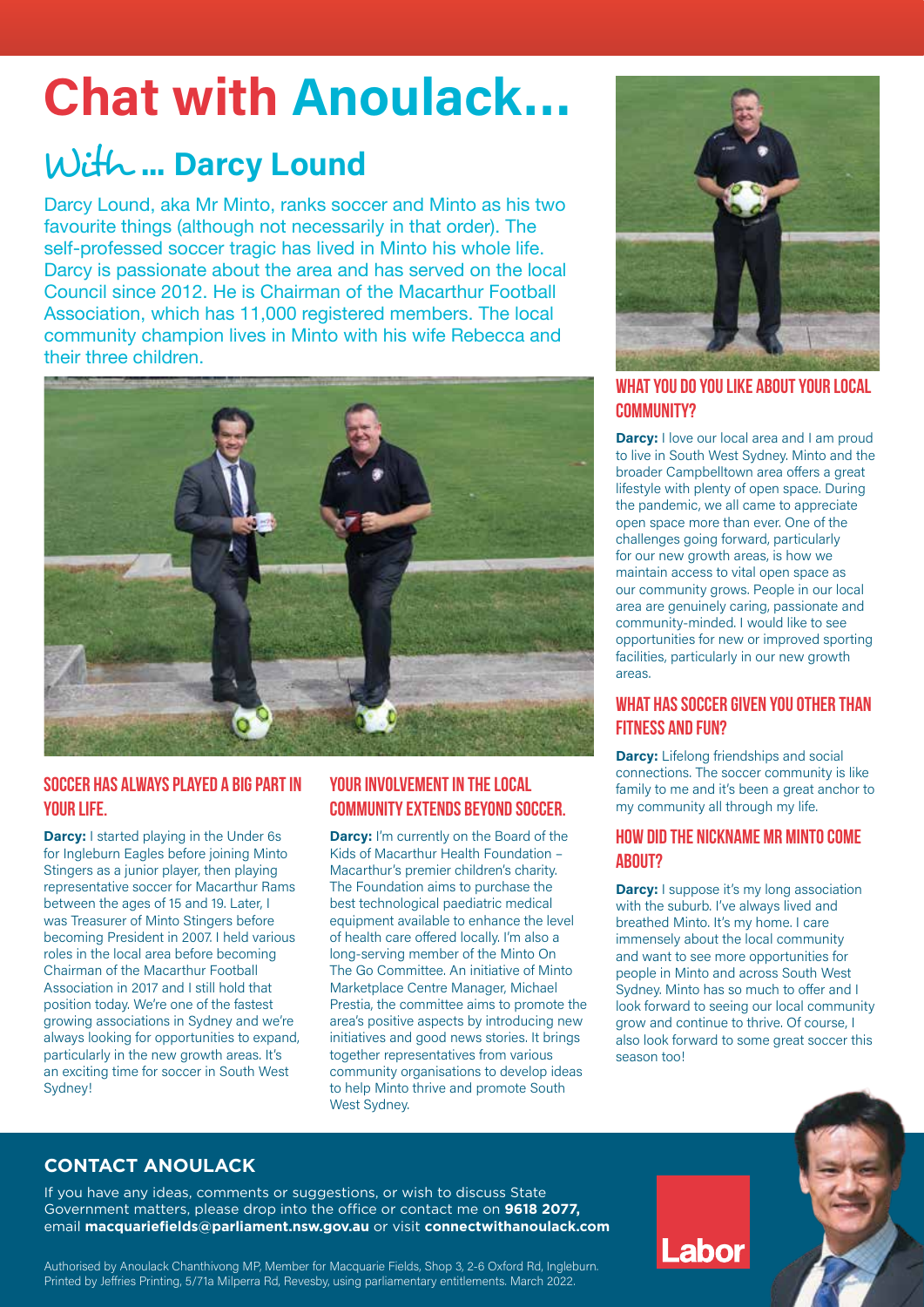# Chat with Anoulack...

## With ... Darcy Lound

Darcy Lound, aka Mr Minto, ranks soccer and Minto as his two favourite things (although not necessarily in that order). The self-professed soccer tragic has lived in Minto his whole life. Darcy is passionate about the area and has served on the local Council since 2012. He is Chairman of the Macarthur Football Association, which has 11,000 registered members. The local community champion lives in Minto with his wife Rebecca and their three children.

### SOCCER HAS ALWAYS PLAYED A BIG PART IN YOUR LIFE.

**Darcy:** I started playing in the Under 6s for Ingleburn Eagles before joining Minto Stingers as a junior player, then playing representative soccer for Macarthur Rams between the ages of 15 and 19. Later, I was Treasurer of Minto Stingers before becoming President in 2007. I held various roles in the local area before becoming Chairman of the Macarthur Football Association in 2017 and I still hold that position today. We're one of the fastest growing associations in Sydney and we're always looking for opportunities to expand, particularly in the new growth areas. It's an exciting time for soccer in South West Sydney!

### YOUR INVOLVEMENT IN THE LOCAL COMMUNITY EXTENDS BEYOND SOCCER.

**Darcy:** I'm currently on the Board of the Kids of Macarthur Health Foundation – Macarthur's premier children's charity. The Foundation aims to purchase the best technological paediatric medical equipment available to enhance the level of health care offered locally. I'm also a long-serving member of the Minto On The Go Committee. An initiative of Minto Marketplace Centre Manager, Michael Prestia, the committee aims to promote the area's positive aspects by introducing new initiatives and good news stories. It brings together representatives from various community organisations to develop ideas to help Minto thrive and promote South West Sydney.

### WHAT YOU DO YOU LIKE ABOUT YOUR LOCAL COMMUNITY?

**Darcy:** I love our local area and I am proud to live in South West Sydney. Minto and the broader Campbelltown area offers a great lifestyle with plenty of open space. During the pandemic, we all came to appreciate open space more than ever. One of the challenges going forward, particularly for our new growth areas, is how we maintain access to vital open space as our community grows. People in our local area are genuinely caring, passionate and community-minded. I would like to see opportunities for new or improved sporting facilities, particularly in our new growth areas.

### WHAT HAS SOCCER GIVEN YOU OTHER THAN FITNESS AND FUN?

**Darcy:** Lifelong friendships and social connections. The soccer community is like family to me and it's been a great anchor to my community all through my life.

### HOW DID THE NICKNAME MR MINTO COME ABOUT?

**Darcy:** I suppose it's my long association with the suburb. I've always lived and breathed Minto. It's my home. I care immensely about the local community and want to see more opportunities for people in Minto and across South West Sydney. Minto has so much to offer and I look forward to seeing our local community grow and continue to thrive. Of course, I also look forward to some great soccer this season too!

## CONTACT ANOULACK

If you have any ideas, comments or suggestions, or wish to discuss State Government matters, please drop into the office or contact me on **9618 2077,** email **macquariefields@parliament.nsw.gov.au** or visit **connectwithanoulack.com**

Labor

Authorised by Anoulack Chanthivong MP, Member for Macquarie Fields, Shop 3, 2-6 Oxford Rd, Ingleburn. Printed by Jeffries Printing, 5/71a Milperra Rd, Revesby, using parliamentary entitlements. March 2022.